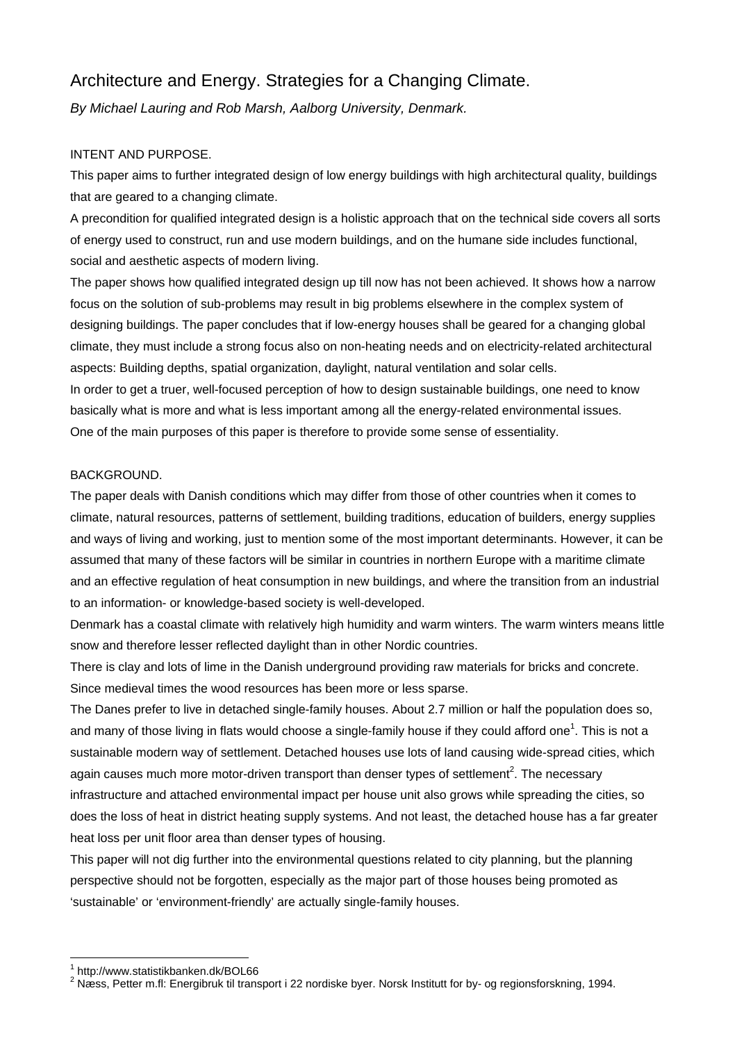# Architecture and Energy. Strategies for a Changing Climate.

*By Michael Lauring and Rob Marsh, Aalborg University, Denmark.*

## INTENT AND PURPOSE.

This paper aims to further integrated design of low energy buildings with high architectural quality, buildings that are geared to a changing climate.

A precondition for qualified integrated design is a holistic approach that on the technical side covers all sorts of energy used to construct, run and use modern buildings, and on the humane side includes functional, social and aesthetic aspects of modern living.

The paper shows how qualified integrated design up till now has not been achieved. It shows how a narrow focus on the solution of sub-problems may result in big problems elsewhere in the complex system of designing buildings. The paper concludes that if low-energy houses shall be geared for a changing global climate, they must include a strong focus also on non-heating needs and on electricity-related architectural aspects: Building depths, spatial organization, daylight, natural ventilation and solar cells.

In order to get a truer, well-focused perception of how to design sustainable buildings, one need to know basically what is more and what is less important among all the energy-related environmental issues. One of the main purposes of this paper is therefore to provide some sense of essentiality.

## BACKGROUND.

The paper deals with Danish conditions which may differ from those of other countries when it comes to climate, natural resources, patterns of settlement, building traditions, education of builders, energy supplies and ways of living and working, just to mention some of the most important determinants. However, it can be assumed that many of these factors will be similar in countries in northern Europe with a maritime climate and an effective regulation of heat consumption in new buildings, and where the transition from an industrial to an information- or knowledge-based society is well-developed.

Denmark has a coastal climate with relatively high humidity and warm winters. The warm winters means little snow and therefore lesser reflected daylight than in other Nordic countries.

There is clay and lots of lime in the Danish underground providing raw materials for bricks and concrete. Since medieval times the wood resources has been more or less sparse.

The Danes prefer to live in detached single-family houses. About 2.7 million or half the population does so, and many of those living in flats would choose a single-family house if they could afford one[1]. This is not a sustainable modern way of settlement. Detached houses use lots of land causing wide-spread cities, which again causes much more motor-driven transport than denser types of settlement[2]. The necessary infrastructure and attached environmental impact per house unit also grows while spreading the cities, so does the loss of heat in district heating supply systems. And not least, the detached house has a far greater heat loss per unit floor area than denser types of housing.

This paper will not dig further into the environmental questions related to city planning, but the planning perspective should not be forgotten, especially as the major part of those houses being promoted as 'sustainable' or 'environment-friendly' are actually single-family houses.

---

[1] http://www.statistikbanken.dk/BOL66

[2] Næss, Petter m.fl: Energibruk til transport i 22 nordiske byer. Norsk Institutt for by- og regionsforskning, 1994.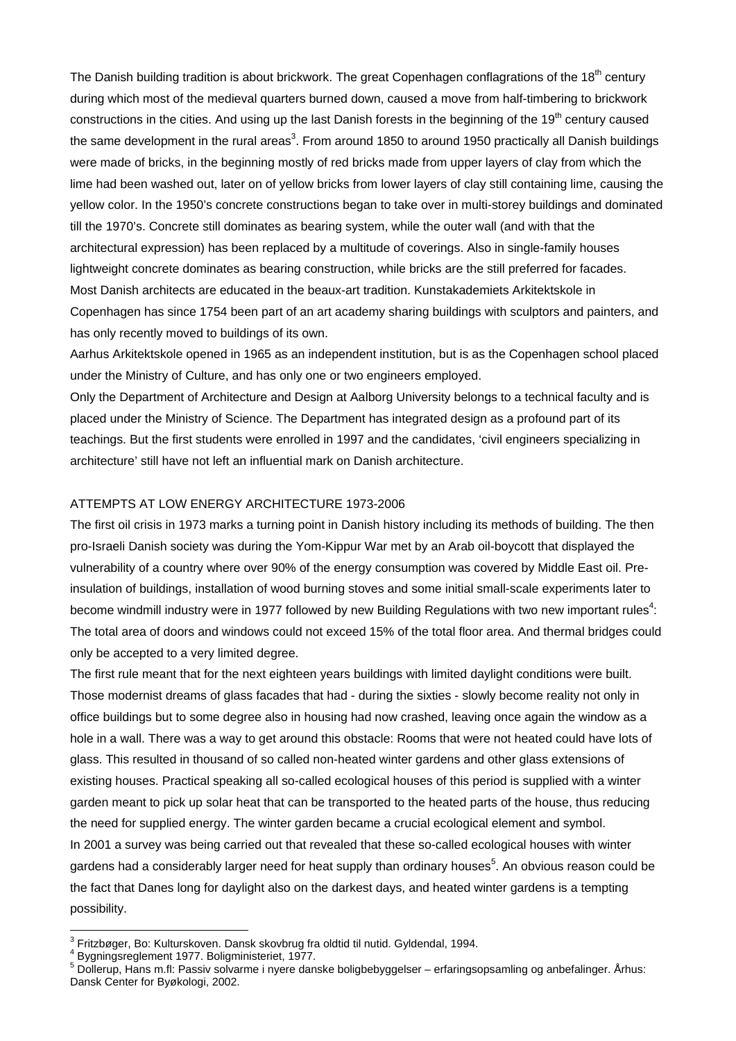The Danish building tradition is about brickwork. The great Copenhagen conflagrations of the 18th century during which most of the medieval quarters burned down, caused a move from half-timbering to brickwork constructions in the cities. And using up the last Danish forests in the beginning of the 19th century caused the same development in the rural areas[3]. From around 1850 to around 1950 practically all Danish buildings were made of bricks, in the beginning mostly of red bricks made from upper layers of clay from which the lime had been washed out, later on of yellow bricks from lower layers of clay still containing lime, causing the yellow color. In the 1950's concrete constructions began to take over in multi-storey buildings and dominated till the 1970's. Concrete still dominates as bearing system, while the outer wall (and with that the architectural expression) has been replaced by a multitude of coverings. Also in single-family houses lightweight concrete dominates as bearing construction, while bricks are the still preferred for facades.

Most Danish architects are educated in the beaux-art tradition. Kunstakademiets Arkitektskole in Copenhagen has since 1754 been part of an art academy sharing buildings with sculptors and painters, and has only recently moved to buildings of its own.

Aarhus Arkitektskole opened in 1965 as an independent institution, but is as the Copenhagen school placed under the Ministry of Culture, and has only one or two engineers employed.

Only the Department of Architecture and Design at Aalborg University belongs to a technical faculty and is placed under the Ministry of Science. The Department has integrated design as a profound part of its teachings. But the first students were enrolled in 1997 and the candidates, 'civil engineers specializing in architecture' still have not left an influential mark on Danish architecture.

## ATTEMPTS AT LOW ENERGY ARCHITECTURE 1973-2006

The first oil crisis in 1973 marks a turning point in Danish history including its methods of building. The then pro-Israeli Danish society was during the Yom-Kippur War met by an Arab oil-boycott that displayed the vulnerability of a country where over 90% of the energy consumption was covered by Middle East oil. Pre-insulation of buildings, installation of wood burning stoves and some initial small-scale experiments later to become windmill industry were in 1977 followed by new Building Regulations with two new important rules[4]: The total area of doors and windows could not exceed 15% of the total floor area. And thermal bridges could only be accepted to a very limited degree.

The first rule meant that for the next eighteen years buildings with limited daylight conditions were built. Those modernist dreams of glass facades that had - during the sixties - slowly become reality not only in office buildings but to some degree also in housing had now crashed, leaving once again the window as a hole in a wall. There was a way to get around this obstacle: Rooms that were not heated could have lots of glass. This resulted in thousand of so called non-heated winter gardens and other glass extensions of existing houses. Practical speaking all so-called ecological houses of this period is supplied with a winter garden meant to pick up solar heat that can be transported to the heated parts of the house, thus reducing the need for supplied energy. The winter garden became a crucial ecological element and symbol.

In 2001 a survey was being carried out that revealed that these so-called ecological houses with winter gardens had a considerably larger need for heat supply than ordinary houses[5]. An obvious reason could be the fact that Danes long for daylight also on the darkest days, and heated winter gardens is a tempting possibility.

---

[3] Fritzbøger, Bo: Kulturskoven. Dansk skovbrug fra oldtid til nutid. Gyldendal, 1994.

[4] Bygningsreglement 1977. Boligministeriet, 1977.

[5] Dollerup, Hans m.fl: Passiv solvarme i nyere danske boligbebyggelser – erfaringsopsamling og anbefalinger. Århus: Dansk Center for Byøkologi, 2002.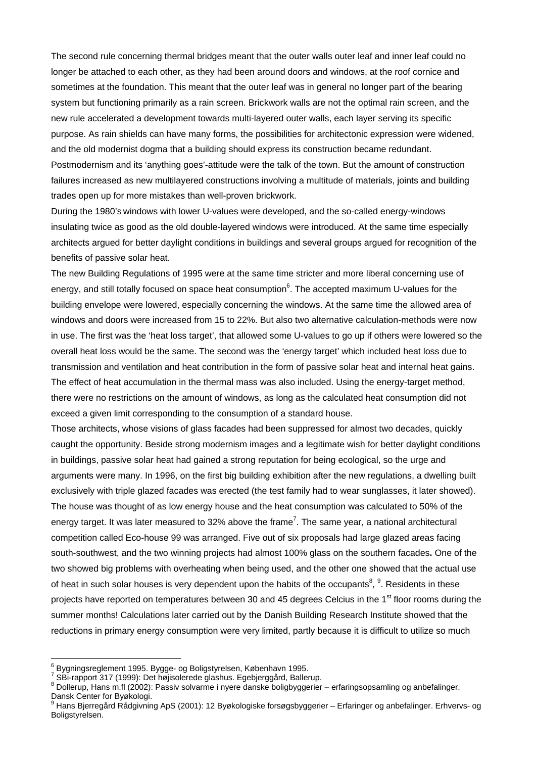The second rule concerning thermal bridges meant that the outer walls outer leaf and inner leaf could no longer be attached to each other, as they had been around doors and windows, at the roof cornice and sometimes at the foundation. This meant that the outer leaf was in general no longer part of the bearing system but functioning primarily as a rain screen. Brickwork walls are not the optimal rain screen, and the new rule accelerated a development towards multi-layered outer walls, each layer serving its specific purpose. As rain shields can have many forms, the possibilities for architectonic expression were widened, and the old modernist dogma that a building should express its construction became redundant. Postmodernism and its 'anything goes'-attitude were the talk of the town. But the amount of construction failures increased as new multilayered constructions involving a multitude of materials, joints and building trades open up for more mistakes than well-proven brickwork.

During the 1980's windows with lower U-values were developed, and the so-called energy-windows insulating twice as good as the old double-layered windows were introduced. At the same time especially architects argued for better daylight conditions in buildings and several groups argued for recognition of the benefits of passive solar heat.

The new Building Regulations of 1995 were at the same time stricter and more liberal concerning use of energy, and still totally focused on space heat consumption[6]. The accepted maximum U-values for the building envelope were lowered, especially concerning the windows. At the same time the allowed area of windows and doors were increased from 15 to 22%. But also two alternative calculation-methods were now in use. The first was the 'heat loss target', that allowed some U-values to go up if others were lowered so the overall heat loss would be the same. The second was the 'energy target' which included heat loss due to transmission and ventilation and heat contribution in the form of passive solar heat and internal heat gains. The effect of heat accumulation in the thermal mass was also included. Using the energy-target method, there were no restrictions on the amount of windows, as long as the calculated heat consumption did not exceed a given limit corresponding to the consumption of a standard house.

Those architects, whose visions of glass facades had been suppressed for almost two decades, quickly caught the opportunity. Beside strong modernism images and a legitimate wish for better daylight conditions in buildings, passive solar heat had gained a strong reputation for being ecological, so the urge and arguments were many. In 1996, on the first big building exhibition after the new regulations, a dwelling built exclusively with triple glazed facades was erected (the test family had to wear sunglasses, it later showed). The house was thought of as low energy house and the heat consumption was calculated to 50% of the energy target. It was later measured to 32% above the frame[7]. The same year, a national architectural competition called Eco-house 99 was arranged. Five out of six proposals had large glazed areas facing south-southwest, and the two winning projects had almost 100% glass on the southern facades**.** One of the two showed big problems with overheating when being used, and the other one showed that the actual use of heat in such solar houses is very dependent upon the habits of the occupants[8], [9]. Residents in these projects have reported on temperatures between 30 and 45 degrees Celcius in the 1st floor rooms during the summer months! Calculations later carried out by the Danish Building Research Institute showed that the reductions in primary energy consumption were very limited, partly because it is difficult to utilize so much

---

[6] Bygningsreglement 1995. Bygge- og Boligstyrelsen, København 1995.

[7] SBi-rapport 317 (1999): Det højisolerede glashus. Egebjerggård, Ballerup.

[8] Dollerup, Hans m.fl (2002): Passiv solvarme i nyere danske boligbyggerier – erfaringsopsamling og anbefalinger. Dansk Center for Byøkologi.

[9] Hans Bjerregård Rådgivning ApS (2001): 12 Byøkologiske forsøgsbyggerier – Erfaringer og anbefalinger. Erhvervs- og Boligstyrelsen.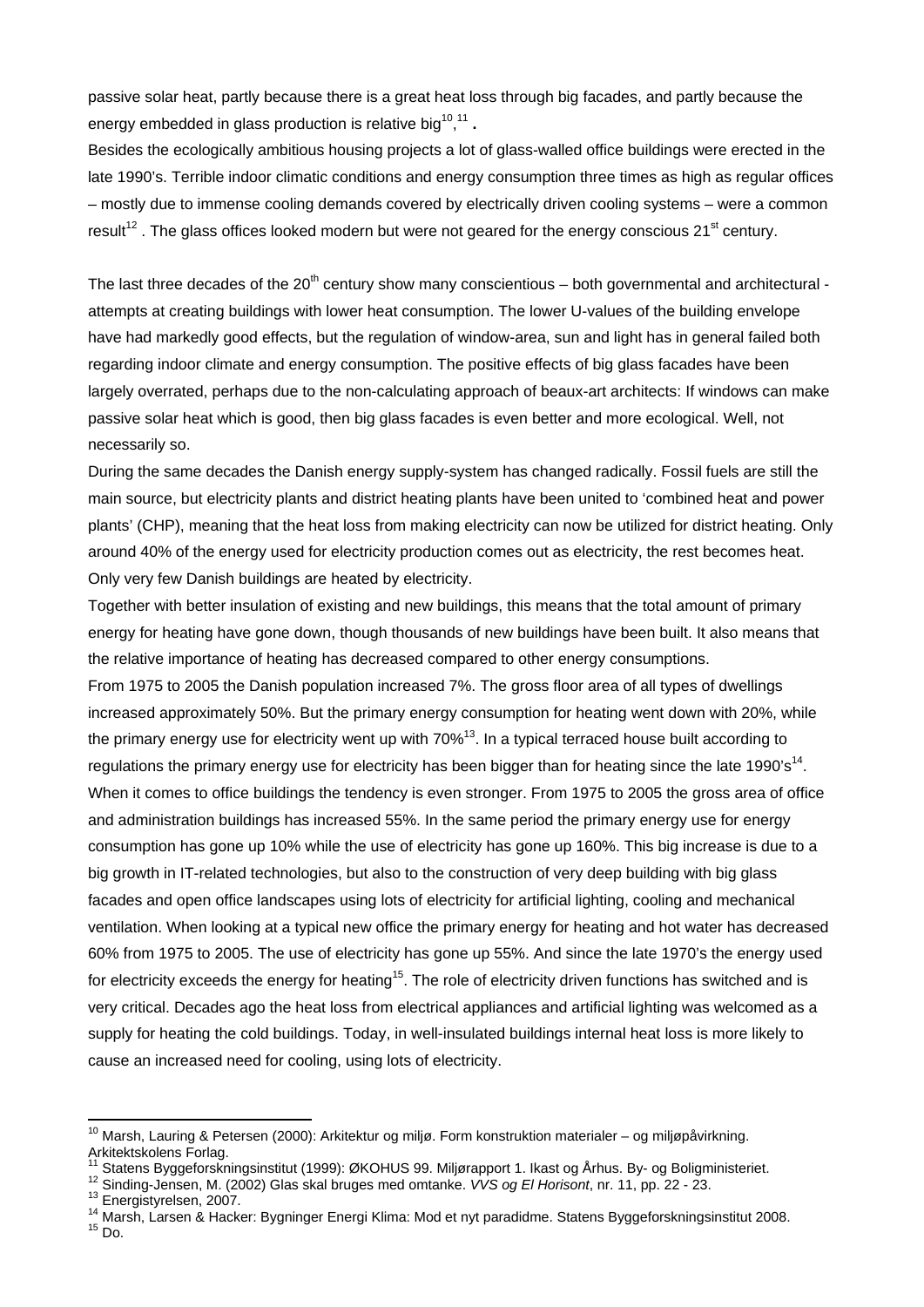passive solar heat, partly because there is a great heat loss through big facades, and partly because the energy embedded in glass production is relative big[10],[11] **.**

Besides the ecologically ambitious housing projects a lot of glass-walled office buildings were erected in the late 1990's. Terrible indoor climatic conditions and energy consumption three times as high as regular offices – mostly due to immense cooling demands covered by electrically driven cooling systems – were a common result[12] . The glass offices looked modern but were not geared for the energy conscious 21st century.

The last three decades of the 20th century show many conscientious – both governmental and architectural - attempts at creating buildings with lower heat consumption. The lower U-values of the building envelope have had markedly good effects, but the regulation of window-area, sun and light has in general failed both regarding indoor climate and energy consumption. The positive effects of big glass facades have been largely overrated, perhaps due to the non-calculating approach of beaux-art architects: If windows can make passive solar heat which is good, then big glass facades is even better and more ecological. Well, not necessarily so.

During the same decades the Danish energy supply-system has changed radically. Fossil fuels are still the main source, but electricity plants and district heating plants have been united to 'combined heat and power plants' (CHP), meaning that the heat loss from making electricity can now be utilized for district heating. Only around 40% of the energy used for electricity production comes out as electricity, the rest becomes heat. Only very few Danish buildings are heated by electricity.

Together with better insulation of existing and new buildings, this means that the total amount of primary energy for heating have gone down, though thousands of new buildings have been built. It also means that the relative importance of heating has decreased compared to other energy consumptions.

From 1975 to 2005 the Danish population increased 7%. The gross floor area of all types of dwellings increased approximately 50%. But the primary energy consumption for heating went down with 20%, while the primary energy use for electricity went up with 70%[13]. In a typical terraced house built according to regulations the primary energy use for electricity has been bigger than for heating since the late 1990's[14].

When it comes to office buildings the tendency is even stronger. From 1975 to 2005 the gross area of office and administration buildings has increased 55%. In the same period the primary energy use for energy consumption has gone up 10% while the use of electricity has gone up 160%. This big increase is due to a big growth in IT-related technologies, but also to the construction of very deep building with big glass facades and open office landscapes using lots of electricity for artificial lighting, cooling and mechanical ventilation. When looking at a typical new office the primary energy for heating and hot water has decreased 60% from 1975 to 2005. The use of electricity has gone up 55%. And since the late 1970's the energy used for electricity exceeds the energy for heating[15]. The role of electricity driven functions has switched and is very critical. Decades ago the heat loss from electrical appliances and artificial lighting was welcomed as a supply for heating the cold buildings. Today, in well-insulated buildings internal heat loss is more likely to cause an increased need for cooling, using lots of electricity.

---

[10] Marsh, Lauring & Petersen (2000): Arkitektur og miljø. Form konstruktion materialer – og miljøpåvirkning. Arkitektskolens Forlag.

[11] Statens Byggeforskningsinstitut (1999): ØKOHUS 99. Miljørapport 1. Ikast og Århus. By- og Boligministeriet.

[12] Sinding-Jensen, M. (2002) Glas skal bruges med omtanke. *VVS og El Horisont*, nr. 11, pp. 22 - 23.

[13] Energistyrelsen, 2007.

[14] Marsh, Larsen & Hacker: Bygninger Energi Klima: Mod et nyt paradidme. Statens Byggeforskningsinstitut 2008.

[15] Do.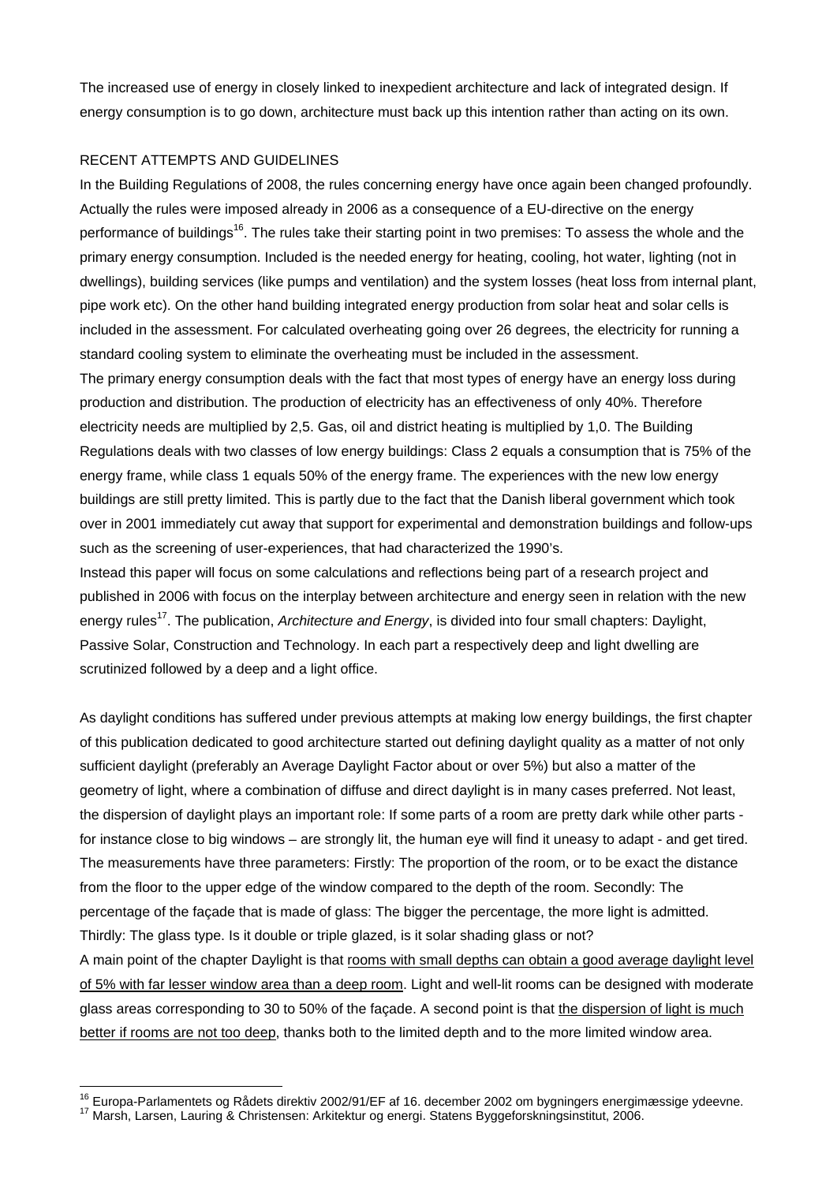The increased use of energy in closely linked to inexpedient architecture and lack of integrated design. If energy consumption is to go down, architecture must back up this intention rather than acting on its own.

## RECENT ATTEMPTS AND GUIDELINES

In the Building Regulations of 2008, the rules concerning energy have once again been changed profoundly. Actually the rules were imposed already in 2006 as a consequence of a EU-directive on the energy performance of buildings[16]. The rules take their starting point in two premises: To assess the whole and the primary energy consumption. Included is the needed energy for heating, cooling, hot water, lighting (not in dwellings), building services (like pumps and ventilation) and the system losses (heat loss from internal plant, pipe work etc). On the other hand building integrated energy production from solar heat and solar cells is included in the assessment. For calculated overheating going over 26 degrees, the electricity for running a standard cooling system to eliminate the overheating must be included in the assessment.

The primary energy consumption deals with the fact that most types of energy have an energy loss during production and distribution. The production of electricity has an effectiveness of only 40%. Therefore electricity needs are multiplied by 2,5. Gas, oil and district heating is multiplied by 1,0. The Building Regulations deals with two classes of low energy buildings: Class 2 equals a consumption that is 75% of the energy frame, while class 1 equals 50% of the energy frame. The experiences with the new low energy buildings are still pretty limited. This is partly due to the fact that the Danish liberal government which took over in 2001 immediately cut away that support for experimental and demonstration buildings and follow-ups such as the screening of user-experiences, that had characterized the 1990's.

Instead this paper will focus on some calculations and reflections being part of a research project and published in 2006 with focus on the interplay between architecture and energy seen in relation with the new energy rules[17]. The publication, *Architecture and Energy*, is divided into four small chapters: Daylight, Passive Solar, Construction and Technology. In each part a respectively deep and light dwelling are scrutinized followed by a deep and a light office.

As daylight conditions has suffered under previous attempts at making low energy buildings, the first chapter of this publication dedicated to good architecture started out defining daylight quality as a matter of not only sufficient daylight (preferably an Average Daylight Factor about or over 5%) but also a matter of the geometry of light, where a combination of diffuse and direct daylight is in many cases preferred. Not least, the dispersion of daylight plays an important role: If some parts of a room are pretty dark while other parts - for instance close to big windows – are strongly lit, the human eye will find it uneasy to adapt - and get tired.

The measurements have three parameters: Firstly: The proportion of the room, or to be exact the distance from the floor to the upper edge of the window compared to the depth of the room. Secondly: The percentage of the façade that is made of glass: The bigger the percentage, the more light is admitted. Thirdly: The glass type. Is it double or triple glazed, is it solar shading glass or not?

A main point of the chapter Daylight is that <u>rooms with small depths can obtain a good average daylight level of 5% with far lesser window area than a deep room</u>. Light and well-lit rooms can be designed with moderate glass areas corresponding to 30 to 50% of the façade. A second point is that <u>the dispersion of light is much better if rooms are not too deep</u>, thanks both to the limited depth and to the more limited window area.

---

[16] Europa-Parlamentets og Rådets direktiv 2002/91/EF af 16. december 2002 om bygningers energimæssige ydeevne.

[17] Marsh, Larsen, Lauring & Christensen: Arkitektur og energi. Statens Byggeforskningsinstitut, 2006.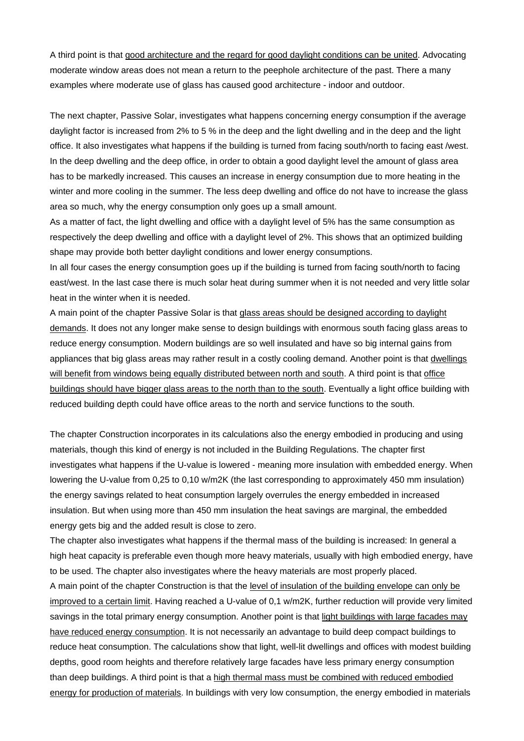A third point is that <u>good architecture and the regard for good daylight conditions can be united</u>. Advocating moderate window areas does not mean a return to the peephole architecture of the past. There a many examples where moderate use of glass has caused good architecture - indoor and outdoor.

The next chapter, Passive Solar, investigates what happens concerning energy consumption if the average daylight factor is increased from 2% to 5 % in the deep and the light dwelling and in the deep and the light office. It also investigates what happens if the building is turned from facing south/north to facing east /west. In the deep dwelling and the deep office, in order to obtain a good daylight level the amount of glass area has to be markedly increased. This causes an increase in energy consumption due to more heating in the winter and more cooling in the summer. The less deep dwelling and office do not have to increase the glass area so much, why the energy consumption only goes up a small amount.
As a matter of fact, the light dwelling and office with a daylight level of 5% has the same consumption as respectively the deep dwelling and office with a daylight level of 2%. This shows that an optimized building shape may provide both better daylight conditions and lower energy consumptions.
In all four cases the energy consumption goes up if the building is turned from facing south/north to facing east/west. In the last case there is much solar heat during summer when it is not needed and very little solar heat in the winter when it is needed.
A main point of the chapter Passive Solar is that <u>glass areas should be designed according to daylight demands</u>. It does not any longer make sense to design buildings with enormous south facing glass areas to reduce energy consumption. Modern buildings are so well insulated and have so big internal gains from appliances that big glass areas may rather result in a costly cooling demand. Another point is that <u>dwellings will benefit from windows being equally distributed between north and south</u>. A third point is that <u>office buildings should have bigger glass areas to the north than to the south</u>. Eventually a light office building with reduced building depth could have office areas to the north and service functions to the south.

The chapter Construction incorporates in its calculations also the energy embodied in producing and using materials, though this kind of energy is not included in the Building Regulations. The chapter first investigates what happens if the U-value is lowered - meaning more insulation with embedded energy. When lowering the U-value from 0,25 to 0,10 w/m2K (the last corresponding to approximately 450 mm insulation) the energy savings related to heat consumption largely overrules the energy embedded in increased insulation. But when using more than 450 mm insulation the heat savings are marginal, the embedded energy gets big and the added result is close to zero.
The chapter also investigates what happens if the thermal mass of the building is increased: In general a high heat capacity is preferable even though more heavy materials, usually with high embodied energy, have to be used. The chapter also investigates where the heavy materials are most properly placed.
A main point of the chapter Construction is that the <u>level of insulation of the building envelope can only be improved to a certain limit</u>. Having reached a U-value of 0,1 w/m2K, further reduction will provide very limited savings in the total primary energy consumption. Another point is that <u>light buildings with large facades may have reduced energy consumption</u>. It is not necessarily an advantage to build deep compact buildings to reduce heat consumption. The calculations show that light, well-lit dwellings and offices with modest building depths, good room heights and therefore relatively large facades have less primary energy consumption than deep buildings. A third point is that a <u>high thermal mass must be combined with reduced embodied energy for production of materials</u>. In buildings with very low consumption, the energy embodied in materials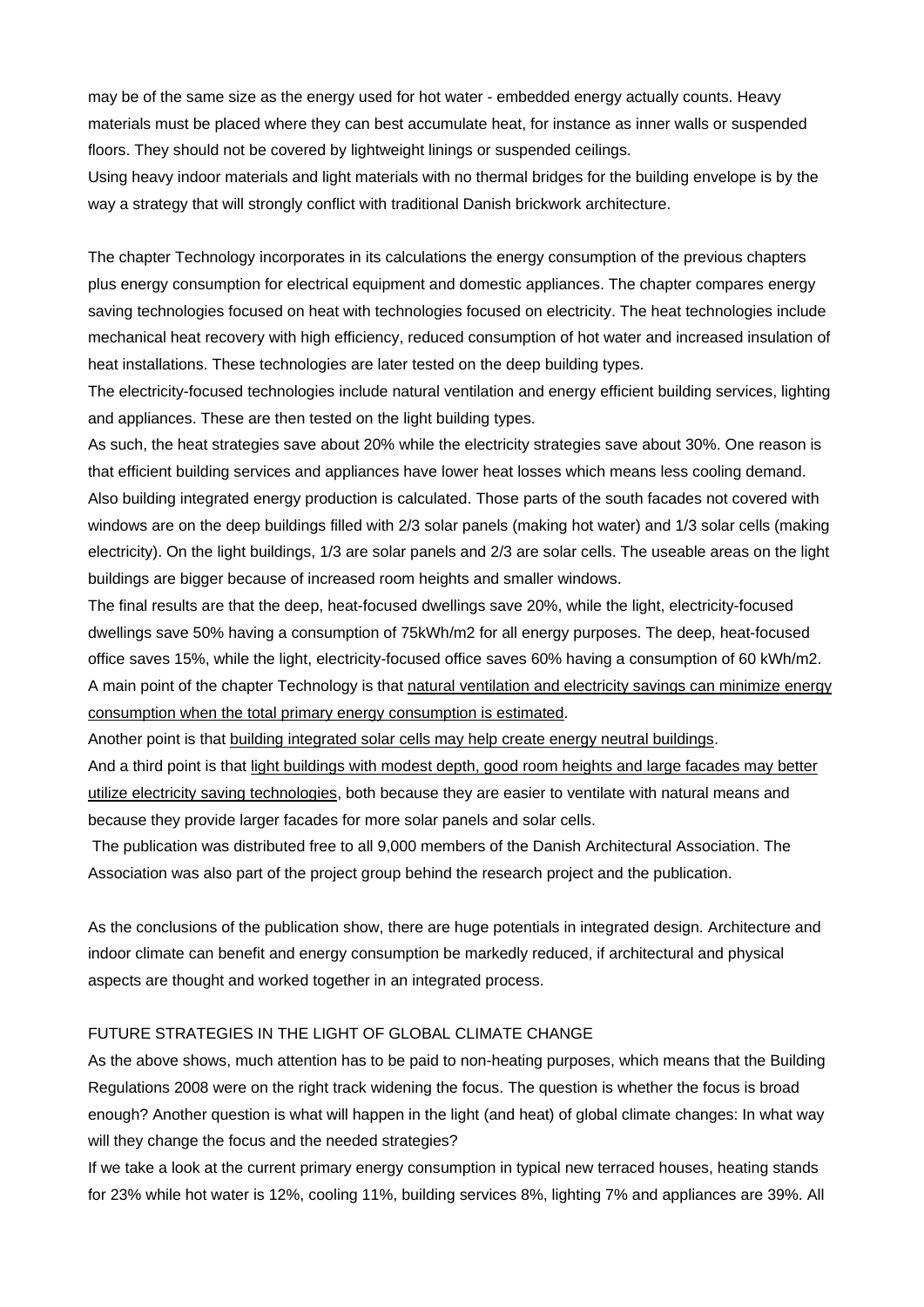may be of the same size as the energy used for hot water - embedded energy actually counts. Heavy materials must be placed where they can best accumulate heat, for instance as inner walls or suspended floors. They should not be covered by lightweight linings or suspended ceilings.
Using heavy indoor materials and light materials with no thermal bridges for the building envelope is by the way a strategy that will strongly conflict with traditional Danish brickwork architecture.

The chapter Technology incorporates in its calculations the energy consumption of the previous chapters plus energy consumption for electrical equipment and domestic appliances. The chapter compares energy saving technologies focused on heat with technologies focused on electricity. The heat technologies include mechanical heat recovery with high efficiency, reduced consumption of hot water and increased insulation of heat installations. These technologies are later tested on the deep building types.
The electricity-focused technologies include natural ventilation and energy efficient building services, lighting and appliances. These are then tested on the light building types.
As such, the heat strategies save about 20% while the electricity strategies save about 30%. One reason is that efficient building services and appliances have lower heat losses which means less cooling demand.
Also building integrated energy production is calculated. Those parts of the south facades not covered with windows are on the deep buildings filled with 2/3 solar panels (making hot water) and 1/3 solar cells (making electricity). On the light buildings, 1/3 are solar panels and 2/3 are solar cells. The useable areas on the light buildings are bigger because of increased room heights and smaller windows.
The final results are that the deep, heat-focused dwellings save 20%, while the light, electricity-focused dwellings save 50% having a consumption of 75kWh/m2 for all energy purposes. The deep, heat-focused office saves 15%, while the light, electricity-focused office saves 60% having a consumption of 60 kWh/m2.
A main point of the chapter Technology is that <u>natural ventilation and electricity savings can minimize energy consumption when the total primary energy consumption is estimated</u>.
Another point is that <u>building integrated solar cells may help create energy neutral buildings</u>.
And a third point is that <u>light buildings with modest depth, good room heights and large facades may better utilize electricity saving technologies</u>, both because they are easier to ventilate with natural means and because they provide larger facades for more solar panels and solar cells.
The publication was distributed free to all 9,000 members of the Danish Architectural Association. The Association was also part of the project group behind the research project and the publication.

As the conclusions of the publication show, there are huge potentials in integrated design. Architecture and indoor climate can benefit and energy consumption be markedly reduced, if architectural and physical aspects are thought and worked together in an integrated process.

## FUTURE STRATEGIES IN THE LIGHT OF GLOBAL CLIMATE CHANGE

As the above shows, much attention has to be paid to non-heating purposes, which means that the Building Regulations 2008 were on the right track widening the focus. The question is whether the focus is broad enough? Another question is what will happen in the light (and heat) of global climate changes: In what way will they change the focus and the needed strategies?
If we take a look at the current primary energy consumption in typical new terraced houses, heating stands for 23% while hot water is 12%, cooling 11%, building services 8%, lighting 7% and appliances are 39%. All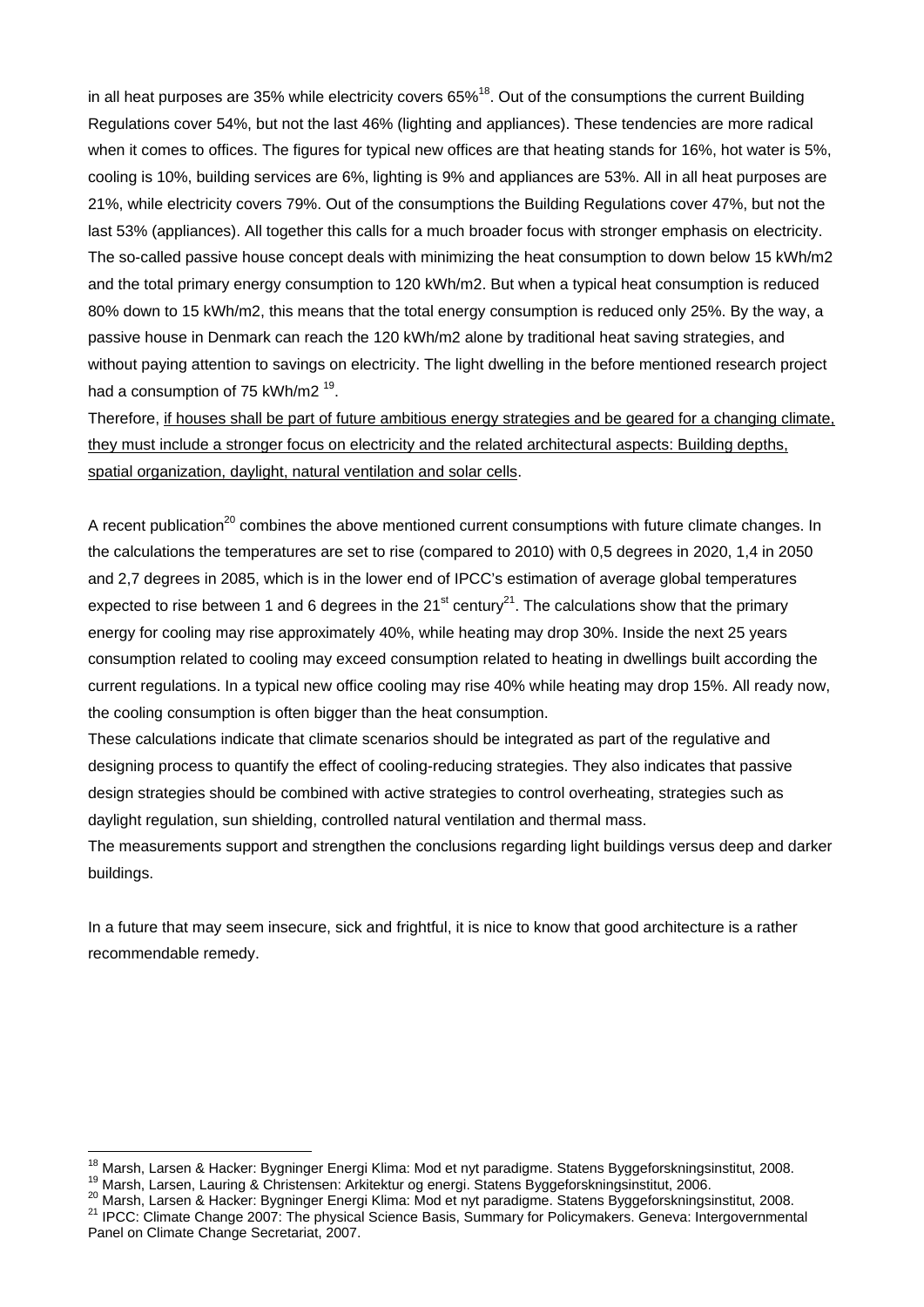in all heat purposes are 35% while electricity covers 65%[18]. Out of the consumptions the current Building Regulations cover 54%, but not the last 46% (lighting and appliances). These tendencies are more radical when it comes to offices. The figures for typical new offices are that heating stands for 16%, hot water is 5%, cooling is 10%, building services are 6%, lighting is 9% and appliances are 53%. All in all heat purposes are 21%, while electricity covers 79%. Out of the consumptions the Building Regulations cover 47%, but not the last 53% (appliances). All together this calls for a much broader focus with stronger emphasis on electricity. The so-called passive house concept deals with minimizing the heat consumption to down below 15 kWh/m2 and the total primary energy consumption to 120 kWh/m2. But when a typical heat consumption is reduced 80% down to 15 kWh/m2, this means that the total energy consumption is reduced only 25%. By the way, a passive house in Denmark can reach the 120 kWh/m2 alone by traditional heat saving strategies, and without paying attention to savings on electricity. The light dwelling in the before mentioned research project had a consumption of 75 kWh/m2 [19].

Therefore, <u>if houses shall be part of future ambitious energy strategies and be geared for a changing climate, they must include a stronger focus on electricity and the related architectural aspects: Building depths, spatial organization, daylight, natural ventilation and solar cells</u>.

A recent publication[20] combines the above mentioned current consumptions with future climate changes. In the calculations the temperatures are set to rise (compared to 2010) with 0,5 degrees in 2020, 1,4 in 2050 and 2,7 degrees in 2085, which is in the lower end of IPCC's estimation of average global temperatures expected to rise between 1 and 6 degrees in the 21st century[21]. The calculations show that the primary energy for cooling may rise approximately 40%, while heating may drop 30%. Inside the next 25 years consumption related to cooling may exceed consumption related to heating in dwellings built according the current regulations. In a typical new office cooling may rise 40% while heating may drop 15%. All ready now, the cooling consumption is often bigger than the heat consumption.

These calculations indicate that climate scenarios should be integrated as part of the regulative and designing process to quantify the effect of cooling-reducing strategies. They also indicates that passive design strategies should be combined with active strategies to control overheating, strategies such as daylight regulation, sun shielding, controlled natural ventilation and thermal mass.

The measurements support and strengthen the conclusions regarding light buildings versus deep and darker buildings.

In a future that may seem insecure, sick and frightful, it is nice to know that good architecture is a rather recommendable remedy.

---

[18] Marsh, Larsen & Hacker: Bygninger Energi Klima: Mod et nyt paradigme. Statens Byggeforskningsinstitut, 2008.
[19] Marsh, Larsen, Lauring & Christensen: Arkitektur og energi. Statens Byggeforskningsinstitut, 2006.
[20] Marsh, Larsen & Hacker: Bygninger Energi Klima: Mod et nyt paradigme. Statens Byggeforskningsinstitut, 2008.
[21] IPCC: Climate Change 2007: The physical Science Basis, Summary for Policymakers. Geneva: Intergovernmental Panel on Climate Change Secretariat, 2007.